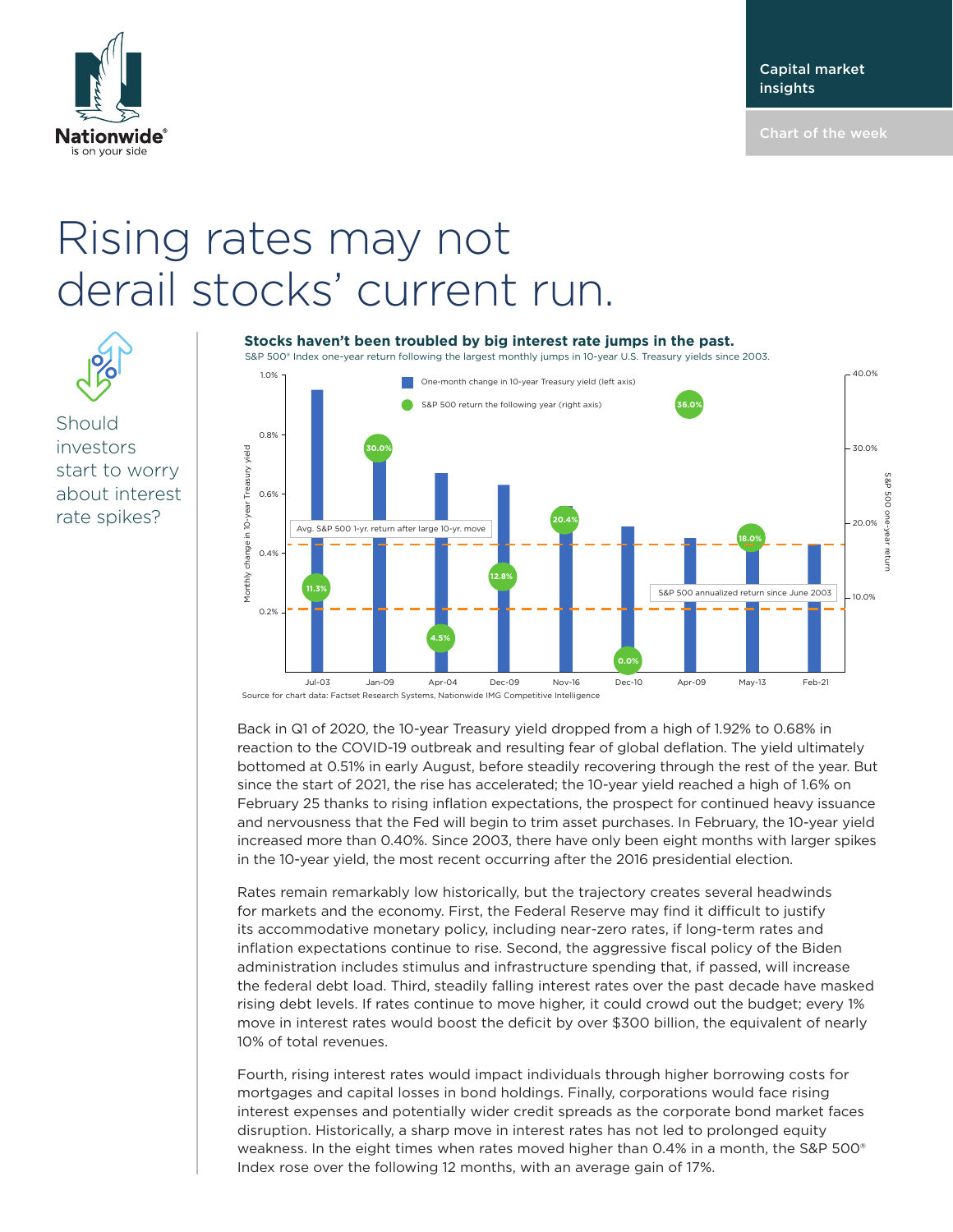Capital market insights

Chart of the week

# Rising rates may not derail stocks' current run.

Should investors start to worry about interest rate spikes?

**Stocks haven't been troubled by big interest rate jumps in the past.**

S&P 500® Index one-year return following the largest monthly jumps in 10-year U.S. Treasury yields since 2003.

| Date | S&P 500 return the following year |
| --- | --- |
| Jul-03 | 11.3% |
| Jan-09 | 30.0% |
| Apr-04 | 4.5% |
| Dec-09 | 12.8% |
| Nov-16 | 20.4% |
| Dec-10 | 0.0% |
| Apr-09 | 36.0% |
| May-13 | 18.0% |
| Feb-21 | |

Legend: One-month change in 10-year Treasury yield (left axis); S&P 500 return the following year (right axis). Reference lines: Avg. S&P 500 1-yr. return after large 10-yr. move; S&P 500 annualized return since June 2003.

Source for chart data: Factset Research Systems, Nationwide IMG Competitive Intelligence

Back in Q1 of 2020, the 10-year Treasury yield dropped from a high of 1.92% to 0.68% in reaction to the COVID-19 outbreak and resulting fear of global deflation. The yield ultimately bottomed at 0.51% in early August, before steadily recovering through the rest of the year. But since the start of 2021, the rise has accelerated; the 10-year yield reached a high of 1.6% on February 25 thanks to rising inflation expectations, the prospect for continued heavy issuance and nervousness that the Fed will begin to trim asset purchases. In February, the 10-year yield increased more than 0.40%. Since 2003, there have only been eight months with larger spikes in the 10-year yield, the most recent occurring after the 2016 presidential election.

Rates remain remarkably low historically, but the trajectory creates several headwinds for markets and the economy. First, the Federal Reserve may find it difficult to justify its accommodative monetary policy, including near-zero rates, if long-term rates and inflation expectations continue to rise. Second, the aggressive fiscal policy of the Biden administration includes stimulus and infrastructure spending that, if passed, will increase the federal debt load. Third, steadily falling interest rates over the past decade have masked rising debt levels. If rates continue to move higher, it could crowd out the budget; every 1% move in interest rates would boost the deficit by over $300 billion, the equivalent of nearly 10% of total revenues.

Fourth, rising interest rates would impact individuals through higher borrowing costs for mortgages and capital losses in bond holdings. Finally, corporations would face rising interest expenses and potentially wider credit spreads as the corporate bond market faces disruption. Historically, a sharp move in interest rates has not led to prolonged equity weakness. In the eight times when rates moved higher than 0.4% in a month, the S&P 500® Index rose over the following 12 months, with an average gain of 17%.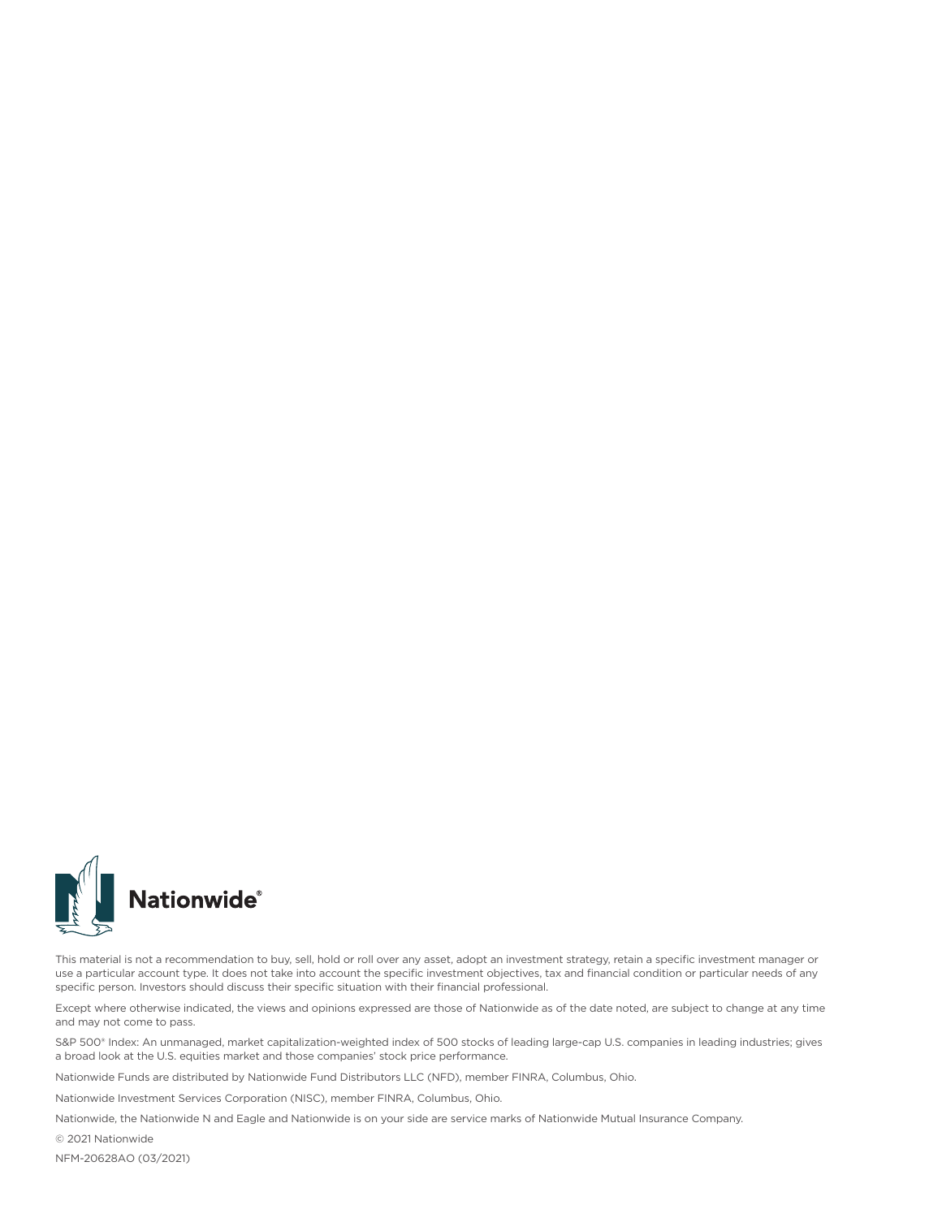Nationwide®

This material is not a recommendation to buy, sell, hold or roll over any asset, adopt an investment strategy, retain a specific investment manager or use a particular account type. It does not take into account the specific investment objectives, tax and financial condition or particular needs of any specific person. Investors should discuss their specific situation with their financial professional.

Except where otherwise indicated, the views and opinions expressed are those of Nationwide as of the date noted, are subject to change at any time and may not come to pass.

S&P 500® Index: An unmanaged, market capitalization-weighted index of 500 stocks of leading large-cap U.S. companies in leading industries; gives a broad look at the U.S. equities market and those companies' stock price performance.

Nationwide Funds are distributed by Nationwide Fund Distributors LLC (NFD), member FINRA, Columbus, Ohio.

Nationwide Investment Services Corporation (NISC), member FINRA, Columbus, Ohio.

Nationwide, the Nationwide N and Eagle and Nationwide is on your side are service marks of Nationwide Mutual Insurance Company.

© 2021 Nationwide

NFM-20628AO (03/2021)